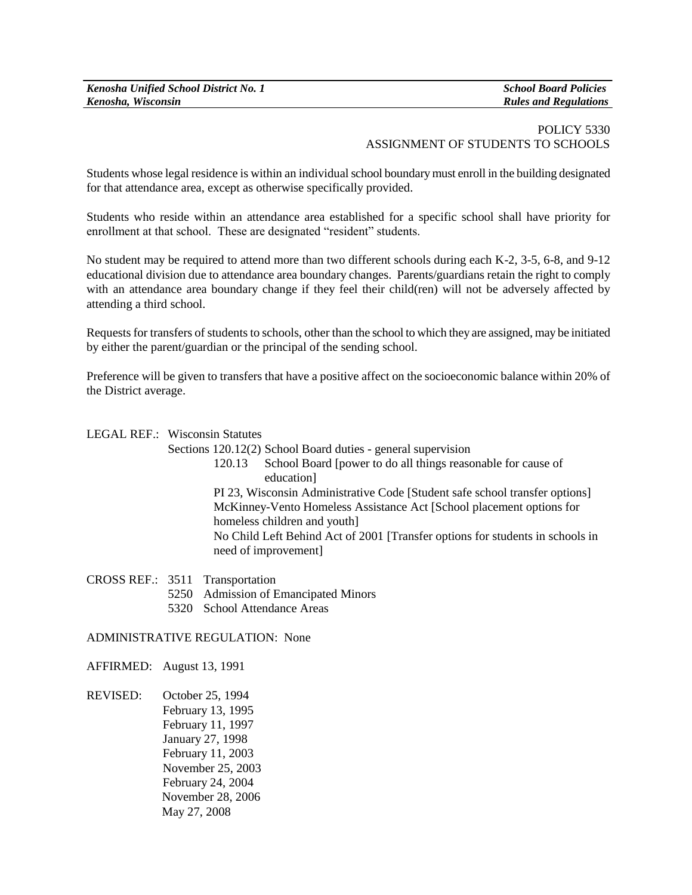*Kenosha Unified School District No. 1*
*Kenosha, Wisconsin*

*School Board Policies*
*Rules and Regulations*

POLICY 5330
ASSIGNMENT OF STUDENTS TO SCHOOLS

Students whose legal residence is within an individual school boundary must enroll in the building designated for that attendance area, except as otherwise specifically provided.

Students who reside within an attendance area established for a specific school shall have priority for enrollment at that school. These are designated "resident" students.

No student may be required to attend more than two different schools during each K-2, 3-5, 6-8, and 9-12 educational division due to attendance area boundary changes. Parents/guardians retain the right to comply with an attendance area boundary change if they feel their child(ren) will not be adversely affected by attending a third school.

Requests for transfers of students to schools, other than the school to which they are assigned, may be initiated by either the parent/guardian or the principal of the sending school.

Preference will be given to transfers that have a positive affect on the socioeconomic balance within 20% of the District average.

LEGAL REF.: Wisconsin Statutes
Sections 120.12(2) School Board duties - general supervision
120.13 School Board [power to do all things reasonable for cause of education]
PI 23, Wisconsin Administrative Code [Student safe school transfer options]
McKinney-Vento Homeless Assistance Act [School placement options for homeless children and youth]
No Child Left Behind Act of 2001 [Transfer options for students in schools in need of improvement]

CROSS REF.: 3511 Transportation
5250 Admission of Emancipated Minors
5320 School Attendance Areas

ADMINISTRATIVE REGULATION: None

AFFIRMED: August 13, 1991

REVISED: October 25, 1994
February 13, 1995
February 11, 1997
January 27, 1998
February 11, 2003
November 25, 2003
February 24, 2004
November 28, 2006
May 27, 2008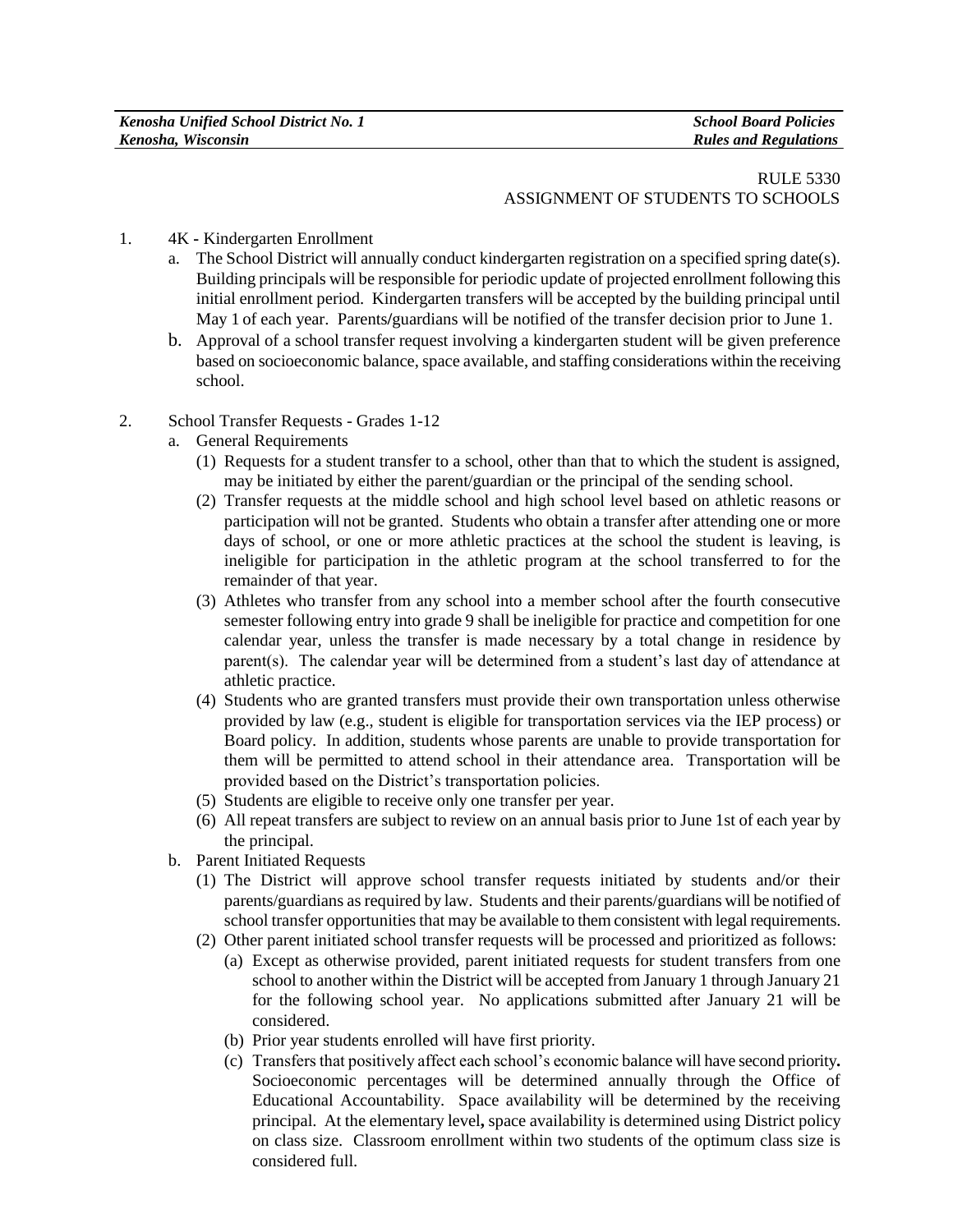RULE 5330
ASSIGNMENT OF STUDENTS TO SCHOOLS

1. 4K - Kindergarten Enrollment
   a. The School District will annually conduct kindergarten registration on a specified spring date(s). Building principals will be responsible for periodic update of projected enrollment following this initial enrollment period. Kindergarten transfers will be accepted by the building principal until May 1 of each year. Parents/guardians will be notified of the transfer decision prior to June 1.
   b. Approval of a school transfer request involving a kindergarten student will be given preference based on socioeconomic balance, space available, and staffing considerations within the receiving school.

2. School Transfer Requests - Grades 1-12
   a. General Requirements
      (1) Requests for a student transfer to a school, other than that to which the student is assigned, may be initiated by either the parent/guardian or the principal of the sending school.
      (2) Transfer requests at the middle school and high school level based on athletic reasons or participation will not be granted. Students who obtain a transfer after attending one or more days of school, or one or more athletic practices at the school the student is leaving, is ineligible for participation in the athletic program at the school transferred to for the remainder of that year.
      (3) Athletes who transfer from any school into a member school after the fourth consecutive semester following entry into grade 9 shall be ineligible for practice and competition for one calendar year, unless the transfer is made necessary by a total change in residence by parent(s). The calendar year will be determined from a student's last day of attendance at athletic practice.
      (4) Students who are granted transfers must provide their own transportation unless otherwise provided by law (e.g., student is eligible for transportation services via the IEP process) or Board policy. In addition, students whose parents are unable to provide transportation for them will be permitted to attend school in their attendance area. Transportation will be provided based on the District's transportation policies.
      (5) Students are eligible to receive only one transfer per year.
      (6) All repeat transfers are subject to review on an annual basis prior to June 1st of each year by the principal.
   b. Parent Initiated Requests
      (1) The District will approve school transfer requests initiated by students and/or their parents/guardians as required by law. Students and their parents/guardians will be notified of school transfer opportunities that may be available to them consistent with legal requirements.
      (2) Other parent initiated school transfer requests will be processed and prioritized as follows:
         (a) Except as otherwise provided, parent initiated requests for student transfers from one school to another within the District will be accepted from January 1 through January 21 for the following school year. No applications submitted after January 21 will be considered.
         (b) Prior year students enrolled will have first priority.
         (c) Transfers that positively affect each school's economic balance will have second priority. Socioeconomic percentages will be determined annually through the Office of Educational Accountability. Space availability will be determined by the receiving principal. At the elementary level, space availability is determined using District policy on class size. Classroom enrollment within two students of the optimum class size is considered full.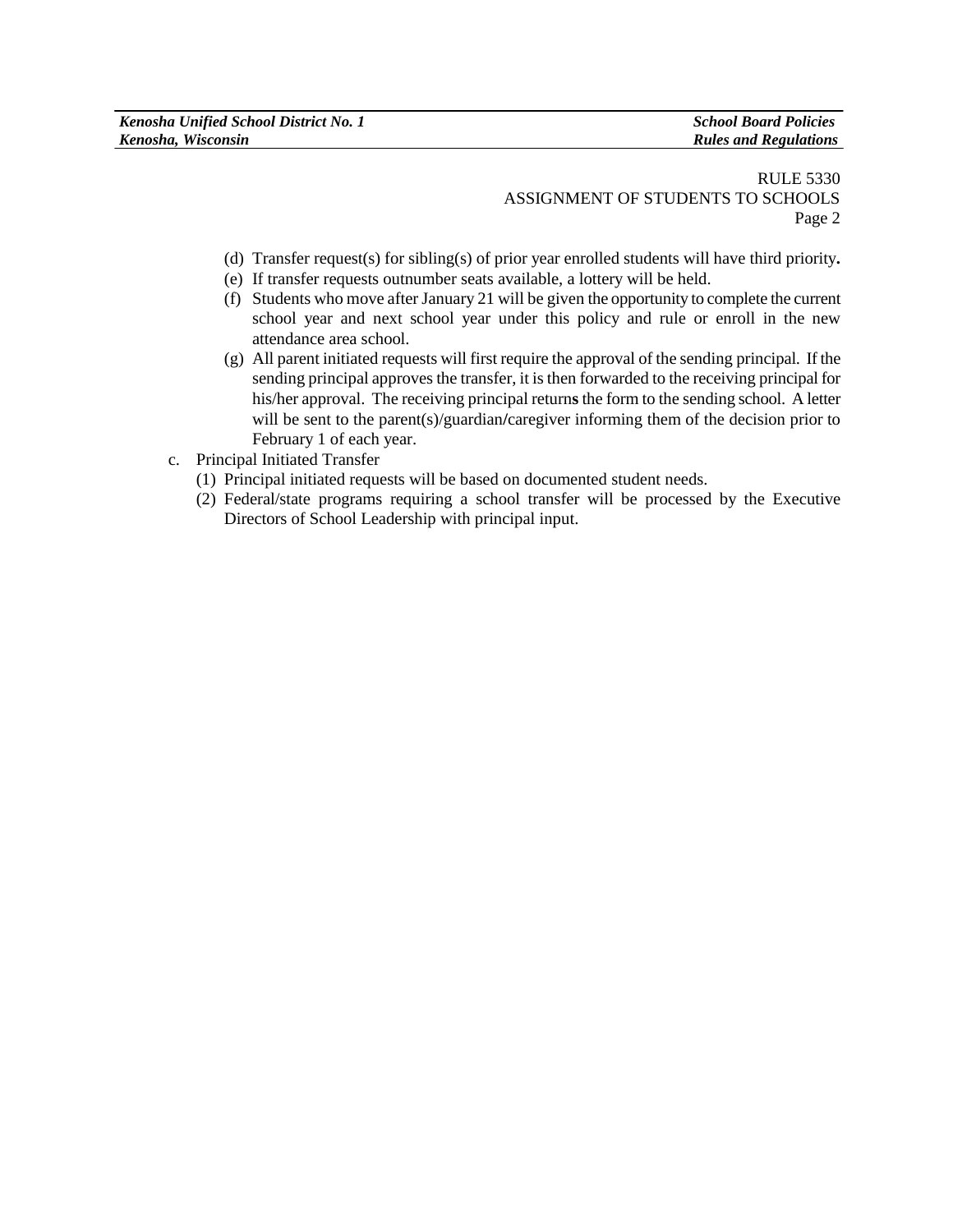RULE 5330
ASSIGNMENT OF STUDENTS TO SCHOOLS
Page 2

(d) Transfer request(s) for sibling(s) of prior year enrolled students will have third priority.

(e) If transfer requests outnumber seats available, a lottery will be held.

(f) Students who move after January 21 will be given the opportunity to complete the current school year and next school year under this policy and rule or enroll in the new attendance area school.

(g) All parent initiated requests will first require the approval of the sending principal. If the sending principal approves the transfer, it is then forwarded to the receiving principal for his/her approval. The receiving principal returns the form to the sending school. A letter will be sent to the parent(s)/guardian/caregiver informing them of the decision prior to February 1 of each year.

c. Principal Initiated Transfer

(1) Principal initiated requests will be based on documented student needs.

(2) Federal/state programs requiring a school transfer will be processed by the Executive Directors of School Leadership with principal input.